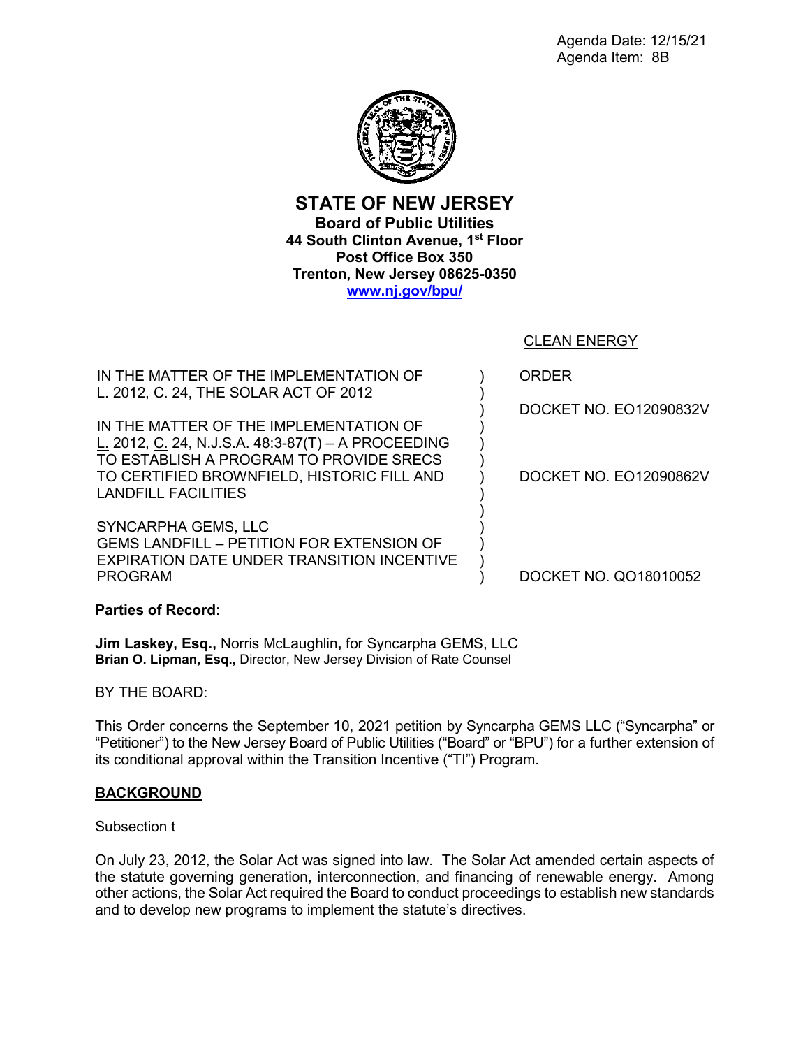Agenda Date: 12/15/21
Agenda Item: 8B

# STATE OF NEW JERSEY

**Board of Public Utilities**
**44 South Clinton Avenue, 1st Floor**
**Post Office Box 350**
**Trenton, New Jersey 08625-0350**
**www.nj.gov/bpu/**

CLEAN ENERGY

| | | |
|---|---|---|
| IN THE MATTER OF THE IMPLEMENTATION OF L. 2012, C. 24, THE SOLAR ACT OF 2012 | ) | ORDER |
| | ) | DOCKET NO. EO12090832V |
| IN THE MATTER OF THE IMPLEMENTATION OF L. 2012, C. 24, N.J.S.A. 48:3-87(T) – A PROCEEDING TO ESTABLISH A PROGRAM TO PROVIDE SRECS TO CERTIFIED BROWNFIELD, HISTORIC FILL AND LANDFILL FACILITIES | ) | DOCKET NO. EO12090862V |
| SYNCARPHA GEMS, LLC GEMS LANDFILL – PETITION FOR EXTENSION OF EXPIRATION DATE UNDER TRANSITION INCENTIVE PROGRAM | ) | DOCKET NO. QO18010052 |

**Parties of Record:**

**Jim Laskey, Esq.,** Norris McLaughlin**,** for Syncarpha GEMS, LLC
**Brian O. Lipman, Esq.,** Director, New Jersey Division of Rate Counsel

BY THE BOARD:

This Order concerns the September 10, 2021 petition by Syncarpha GEMS LLC ("Syncarpha" or "Petitioner") to the New Jersey Board of Public Utilities ("Board" or "BPU") for a further extension of its conditional approval within the Transition Incentive ("TI") Program.

## BACKGROUND

Subsection t

On July 23, 2012, the Solar Act was signed into law. The Solar Act amended certain aspects of the statute governing generation, interconnection, and financing of renewable energy. Among other actions, the Solar Act required the Board to conduct proceedings to establish new standards and to develop new programs to implement the statute's directives.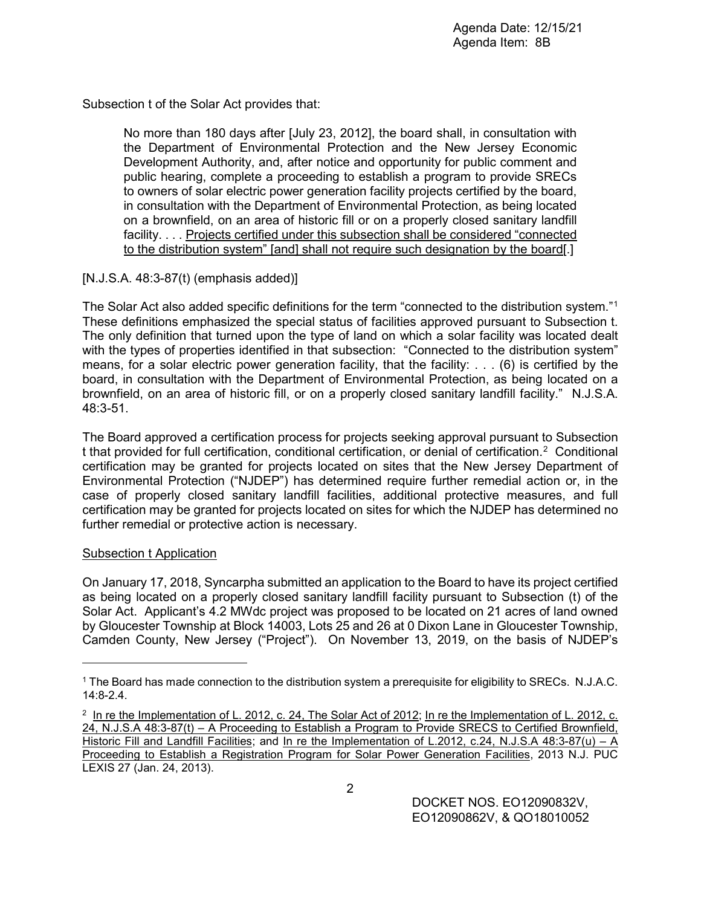Subsection t of the Solar Act provides that:

> No more than 180 days after [July 23, 2012], the board shall, in consultation with the Department of Environmental Protection and the New Jersey Economic Development Authority, and, after notice and opportunity for public comment and public hearing, complete a proceeding to establish a program to provide SRECs to owners of solar electric power generation facility projects certified by the board, in consultation with the Department of Environmental Protection, as being located on a brownfield, on an area of historic fill or on a properly closed sanitary landfill facility. . . . <u>Projects certified under this subsection shall be considered "connected to the distribution system" [and] shall not require such designation by the board</u>[.]

[N.J.S.A. 48:3-87(t) (emphasis added)]

The Solar Act also added specific definitions for the term "connected to the distribution system."[1] These definitions emphasized the special status of facilities approved pursuant to Subsection t. The only definition that turned upon the type of land on which a solar facility was located dealt with the types of properties identified in that subsection: "Connected to the distribution system" means, for a solar electric power generation facility, that the facility: . . . (6) is certified by the board, in consultation with the Department of Environmental Protection, as being located on a brownfield, on an area of historic fill, or on a properly closed sanitary landfill facility." N.J.S.A. 48:3-51.

The Board approved a certification process for projects seeking approval pursuant to Subsection t that provided for full certification, conditional certification, or denial of certification.[2] Conditional certification may be granted for projects located on sites that the New Jersey Department of Environmental Protection ("NJDEP") has determined require further remedial action or, in the case of properly closed sanitary landfill facilities, additional protective measures, and full certification may be granted for projects located on sites for which the NJDEP has determined no further remedial or protective action is necessary.

<u>Subsection t Application</u>

On January 17, 2018, Syncarpha submitted an application to the Board to have its project certified as being located on a properly closed sanitary landfill facility pursuant to Subsection (t) of the Solar Act. Applicant's 4.2 MWdc project was proposed to be located on 21 acres of land owned by Gloucester Township at Block 14003, Lots 25 and 26 at 0 Dixon Lane in Gloucester Township, Camden County, New Jersey ("Project"). On November 13, 2019, on the basis of NJDEP's

---

[1] The Board has made connection to the distribution system a prerequisite for eligibility to SRECs. N.J.A.C. 14:8-2.4.

[2] <u>In re the Implementation of L. 2012, c. 24, The Solar Act of 2012</u>; <u>In re the Implementation of L. 2012, c. 24, N.J.S.A 48:3-87(t) – A Proceeding to Establish a Program to Provide SRECS to Certified Brownfield, Historic Fill and Landfill Facilities</u>; and <u>In re the Implementation of L.2012, c.24, N.J.S.A 48:3-87(u) – A Proceeding to Establish a Registration Program for Solar Power Generation Facilities</u>, 2013 N.J. PUC LEXIS 27 (Jan. 24, 2013).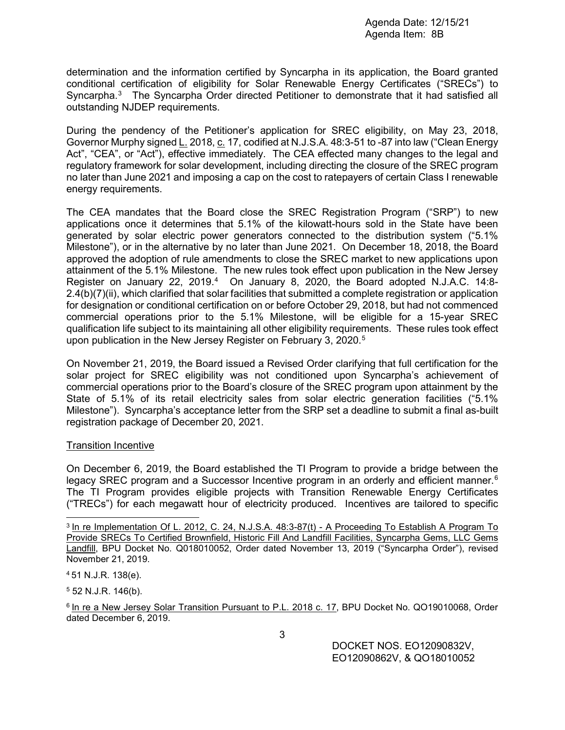determination and the information certified by Syncarpha in its application, the Board granted conditional certification of eligibility for Solar Renewable Energy Certificates ("SRECs") to Syncarpha.[3] The Syncarpha Order directed Petitioner to demonstrate that it had satisfied all outstanding NJDEP requirements.

During the pendency of the Petitioner's application for SREC eligibility, on May 23, 2018, Governor Murphy signed L. 2018, c. 17, codified at N.J.S.A. 48:3-51 to -87 into law ("Clean Energy Act", "CEA", or "Act"), effective immediately. The CEA effected many changes to the legal and regulatory framework for solar development, including directing the closure of the SREC program no later than June 2021 and imposing a cap on the cost to ratepayers of certain Class I renewable energy requirements.

The CEA mandates that the Board close the SREC Registration Program ("SRP") to new applications once it determines that 5.1% of the kilowatt-hours sold in the State have been generated by solar electric power generators connected to the distribution system ("5.1% Milestone"), or in the alternative by no later than June 2021. On December 18, 2018, the Board approved the adoption of rule amendments to close the SREC market to new applications upon attainment of the 5.1% Milestone. The new rules took effect upon publication in the New Jersey Register on January 22, 2019.[4] On January 8, 2020, the Board adopted N.J.A.C. 14:8-2.4(b)(7)(ii), which clarified that solar facilities that submitted a complete registration or application for designation or conditional certification on or before October 29, 2018, but had not commenced commercial operations prior to the 5.1% Milestone, will be eligible for a 15-year SREC qualification life subject to its maintaining all other eligibility requirements. These rules took effect upon publication in the New Jersey Register on February 3, 2020.[5]

On November 21, 2019, the Board issued a Revised Order clarifying that full certification for the solar project for SREC eligibility was not conditioned upon Syncarpha's achievement of commercial operations prior to the Board's closure of the SREC program upon attainment by the State of 5.1% of its retail electricity sales from solar electric generation facilities ("5.1% Milestone"). Syncarpha's acceptance letter from the SRP set a deadline to submit a final as-built registration package of December 20, 2021.

## Transition Incentive

On December 6, 2019, the Board established the TI Program to provide a bridge between the legacy SREC program and a Successor Incentive program in an orderly and efficient manner.[6] The TI Program provides eligible projects with Transition Renewable Energy Certificates ("TRECs") for each megawatt hour of electricity produced. Incentives are tailored to specific

---

[3] In re Implementation Of L. 2012, C. 24, N.J.S.A. 48:3-87(t) - A Proceeding To Establish A Program To Provide SRECs To Certified Brownfield, Historic Fill And Landfill Facilities, Syncarpha Gems, LLC Gems Landfill, BPU Docket No. Q018010052, Order dated November 13, 2019 ("Syncarpha Order"), revised November 21, 2019.

[4] 51 N.J.R. 138(e).

[5] 52 N.J.R. 146(b).

[6] In re a New Jersey Solar Transition Pursuant to P.L. 2018 c. 17, BPU Docket No. QO19010068, Order dated December 6, 2019.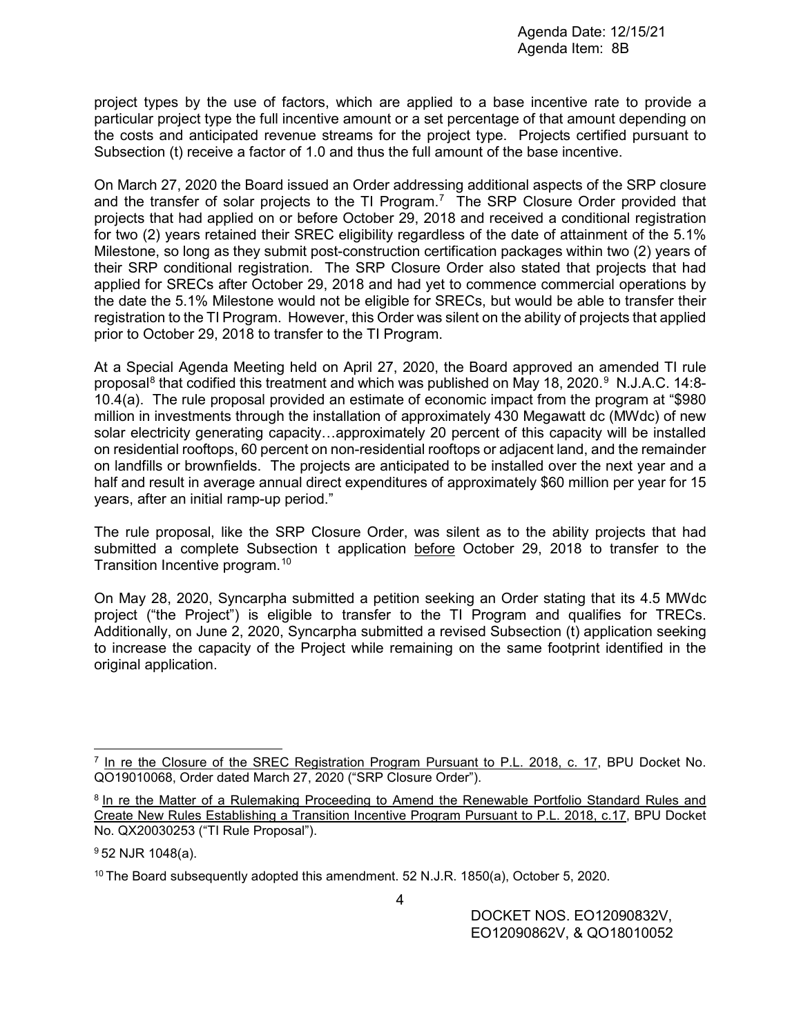project types by the use of factors, which are applied to a base incentive rate to provide a particular project type the full incentive amount or a set percentage of that amount depending on the costs and anticipated revenue streams for the project type. Projects certified pursuant to Subsection (t) receive a factor of 1.0 and thus the full amount of the base incentive.

On March 27, 2020 the Board issued an Order addressing additional aspects of the SRP closure and the transfer of solar projects to the TI Program.[7] The SRP Closure Order provided that projects that had applied on or before October 29, 2018 and received a conditional registration for two (2) years retained their SREC eligibility regardless of the date of attainment of the 5.1% Milestone, so long as they submit post-construction certification packages within two (2) years of their SRP conditional registration. The SRP Closure Order also stated that projects that had applied for SRECs after October 29, 2018 and had yet to commence commercial operations by the date the 5.1% Milestone would not be eligible for SRECs, but would be able to transfer their registration to the TI Program. However, this Order was silent on the ability of projects that applied prior to October 29, 2018 to transfer to the TI Program.

At a Special Agenda Meeting held on April 27, 2020, the Board approved an amended TI rule proposal[8] that codified this treatment and which was published on May 18, 2020.[9] N.J.A.C. 14:8-10.4(a). The rule proposal provided an estimate of economic impact from the program at "$980 million in investments through the installation of approximately 430 Megawatt dc (MWdc) of new solar electricity generating capacity…approximately 20 percent of this capacity will be installed on residential rooftops, 60 percent on non-residential rooftops or adjacent land, and the remainder on landfills or brownfields. The projects are anticipated to be installed over the next year and a half and result in average annual direct expenditures of approximately $60 million per year for 15 years, after an initial ramp-up period."

The rule proposal, like the SRP Closure Order, was silent as to the ability projects that had submitted a complete Subsection t application <u>before</u> October 29, 2018 to transfer to the Transition Incentive program.[10]

On May 28, 2020, Syncarpha submitted a petition seeking an Order stating that its 4.5 MWdc project ("the Project") is eligible to transfer to the TI Program and qualifies for TRECs. Additionally, on June 2, 2020, Syncarpha submitted a revised Subsection (t) application seeking to increase the capacity of the Project while remaining on the same footprint identified in the original application.

---

[7] <u>In re the Closure of the SREC Registration Program Pursuant to P.L. 2018, c. 17</u>, BPU Docket No. QO19010068, Order dated March 27, 2020 ("SRP Closure Order").

[8] <u>In re the Matter of a Rulemaking Proceeding to Amend the Renewable Portfolio Standard Rules and Create New Rules Establishing a Transition Incentive Program Pursuant to P.L. 2018, c.17</u>, BPU Docket No. QX20030253 ("TI Rule Proposal").

[9] 52 NJR 1048(a).

[10] The Board subsequently adopted this amendment. 52 N.J.R. 1850(a), October 5, 2020.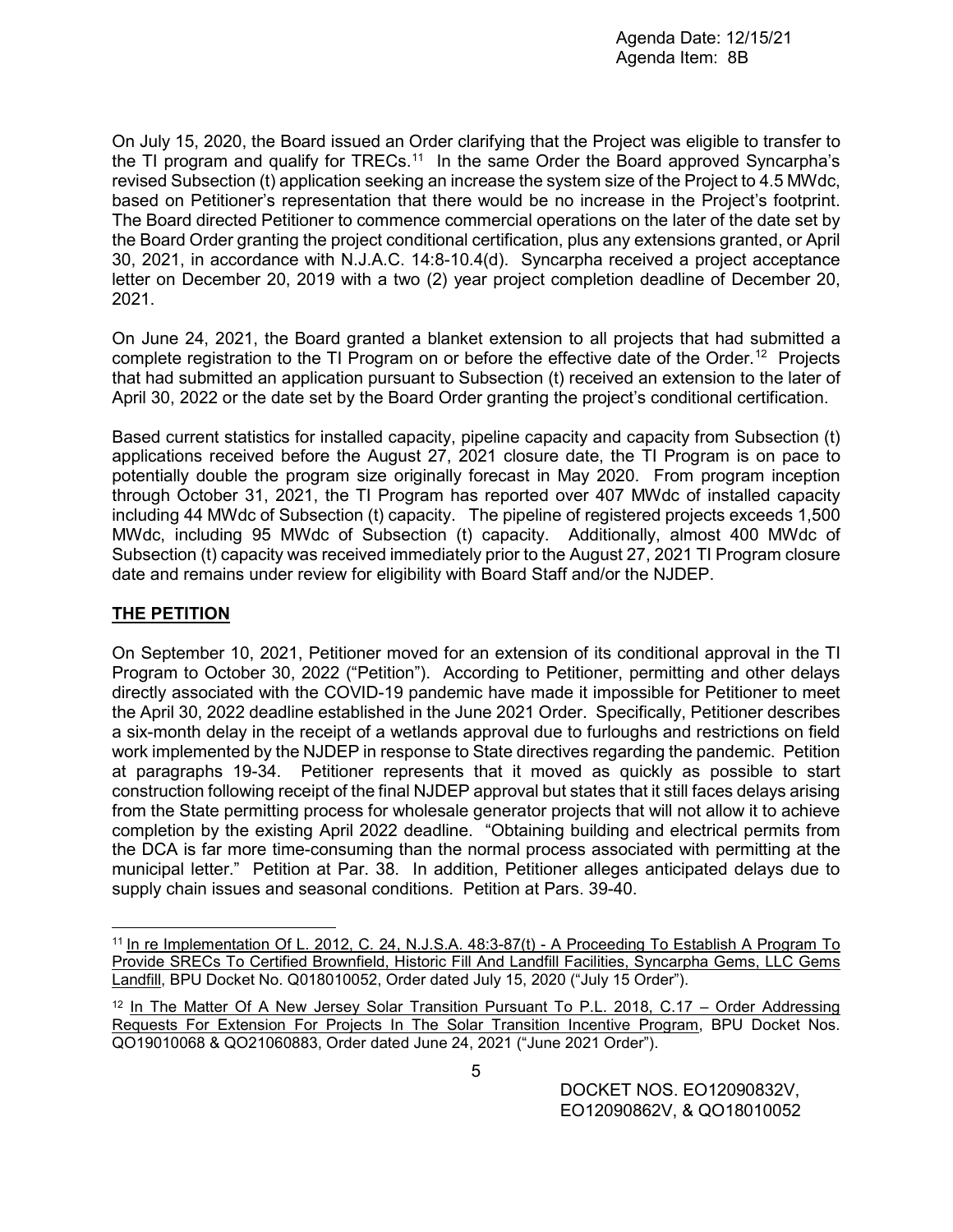On July 15, 2020, the Board issued an Order clarifying that the Project was eligible to transfer to the TI program and qualify for TRECs.[11] In the same Order the Board approved Syncarpha's revised Subsection (t) application seeking an increase the system size of the Project to 4.5 MWdc, based on Petitioner's representation that there would be no increase in the Project's footprint. The Board directed Petitioner to commence commercial operations on the later of the date set by the Board Order granting the project conditional certification, plus any extensions granted, or April 30, 2021, in accordance with N.J.A.C. 14:8-10.4(d). Syncarpha received a project acceptance letter on December 20, 2019 with a two (2) year project completion deadline of December 20, 2021.

On June 24, 2021, the Board granted a blanket extension to all projects that had submitted a complete registration to the TI Program on or before the effective date of the Order.[12] Projects that had submitted an application pursuant to Subsection (t) received an extension to the later of April 30, 2022 or the date set by the Board Order granting the project's conditional certification.

Based current statistics for installed capacity, pipeline capacity and capacity from Subsection (t) applications received before the August 27, 2021 closure date, the TI Program is on pace to potentially double the program size originally forecast in May 2020. From program inception through October 31, 2021, the TI Program has reported over 407 MWdc of installed capacity including 44 MWdc of Subsection (t) capacity. The pipeline of registered projects exceeds 1,500 MWdc, including 95 MWdc of Subsection (t) capacity. Additionally, almost 400 MWdc of Subsection (t) capacity was received immediately prior to the August 27, 2021 TI Program closure date and remains under review for eligibility with Board Staff and/or the NJDEP.

## THE PETITION

On September 10, 2021, Petitioner moved for an extension of its conditional approval in the TI Program to October 30, 2022 ("Petition"). According to Petitioner, permitting and other delays directly associated with the COVID-19 pandemic have made it impossible for Petitioner to meet the April 30, 2022 deadline established in the June 2021 Order. Specifically, Petitioner describes a six-month delay in the receipt of a wetlands approval due to furloughs and restrictions on field work implemented by the NJDEP in response to State directives regarding the pandemic. Petition at paragraphs 19-34. Petitioner represents that it moved as quickly as possible to start construction following receipt of the final NJDEP approval but states that it still faces delays arising from the State permitting process for wholesale generator projects that will not allow it to achieve completion by the existing April 2022 deadline. "Obtaining building and electrical permits from the DCA is far more time-consuming than the normal process associated with permitting at the municipal letter." Petition at Par. 38. In addition, Petitioner alleges anticipated delays due to supply chain issues and seasonal conditions. Petition at Pars. 39-40.

---

[11] In re Implementation Of L. 2012, C. 24, N.J.S.A. 48:3-87(t) - A Proceeding To Establish A Program To Provide SRECs To Certified Brownfield, Historic Fill And Landfill Facilities, Syncarpha Gems, LLC Gems Landfill, BPU Docket No. Q018010052, Order dated July 15, 2020 ("July 15 Order").

[12] In The Matter Of A New Jersey Solar Transition Pursuant To P.L. 2018, C.17 – Order Addressing Requests For Extension For Projects In The Solar Transition Incentive Program, BPU Docket Nos. QO19010068 & QO21060883, Order dated June 24, 2021 ("June 2021 Order").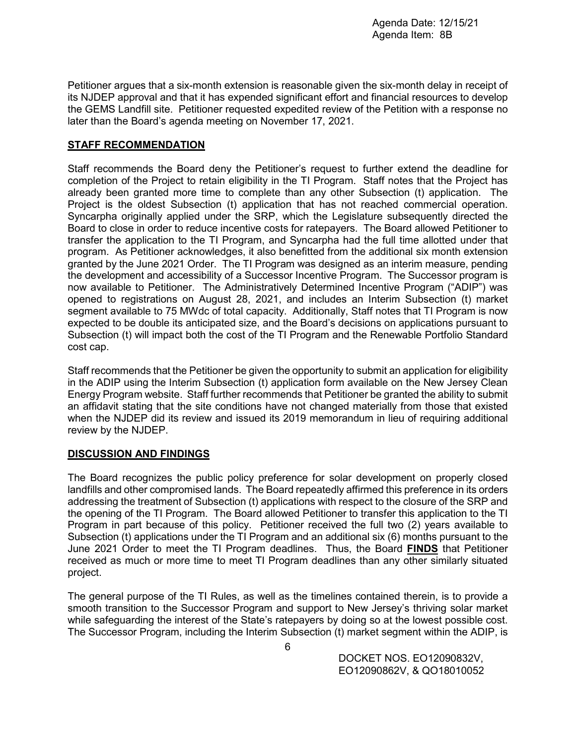Petitioner argues that a six-month extension is reasonable given the six-month delay in receipt of its NJDEP approval and that it has expended significant effort and financial resources to develop the GEMS Landfill site. Petitioner requested expedited review of the Petition with a response no later than the Board's agenda meeting on November 17, 2021.

## STAFF RECOMMENDATION

Staff recommends the Board deny the Petitioner's request to further extend the deadline for completion of the Project to retain eligibility in the TI Program. Staff notes that the Project has already been granted more time to complete than any other Subsection (t) application. The Project is the oldest Subsection (t) application that has not reached commercial operation. Syncarpha originally applied under the SRP, which the Legislature subsequently directed the Board to close in order to reduce incentive costs for ratepayers. The Board allowed Petitioner to transfer the application to the TI Program, and Syncarpha had the full time allotted under that program. As Petitioner acknowledges, it also benefitted from the additional six month extension granted by the June 2021 Order. The TI Program was designed as an interim measure, pending the development and accessibility of a Successor Incentive Program. The Successor program is now available to Petitioner. The Administratively Determined Incentive Program ("ADIP") was opened to registrations on August 28, 2021, and includes an Interim Subsection (t) market segment available to 75 MWdc of total capacity. Additionally, Staff notes that TI Program is now expected to be double its anticipated size, and the Board's decisions on applications pursuant to Subsection (t) will impact both the cost of the TI Program and the Renewable Portfolio Standard cost cap.

Staff recommends that the Petitioner be given the opportunity to submit an application for eligibility in the ADIP using the Interim Subsection (t) application form available on the New Jersey Clean Energy Program website. Staff further recommends that Petitioner be granted the ability to submit an affidavit stating that the site conditions have not changed materially from those that existed when the NJDEP did its review and issued its 2019 memorandum in lieu of requiring additional review by the NJDEP.

## DISCUSSION AND FINDINGS

The Board recognizes the public policy preference for solar development on properly closed landfills and other compromised lands. The Board repeatedly affirmed this preference in its orders addressing the treatment of Subsection (t) applications with respect to the closure of the SRP and the opening of the TI Program. The Board allowed Petitioner to transfer this application to the TI Program in part because of this policy. Petitioner received the full two (2) years available to Subsection (t) applications under the TI Program and an additional six (6) months pursuant to the June 2021 Order to meet the TI Program deadlines. Thus, the Board **FINDS** that Petitioner received as much or more time to meet TI Program deadlines than any other similarly situated project.

The general purpose of the TI Rules, as well as the timelines contained therein, is to provide a smooth transition to the Successor Program and support to New Jersey's thriving solar market while safeguarding the interest of the State's ratepayers by doing so at the lowest possible cost. The Successor Program, including the Interim Subsection (t) market segment within the ADIP, is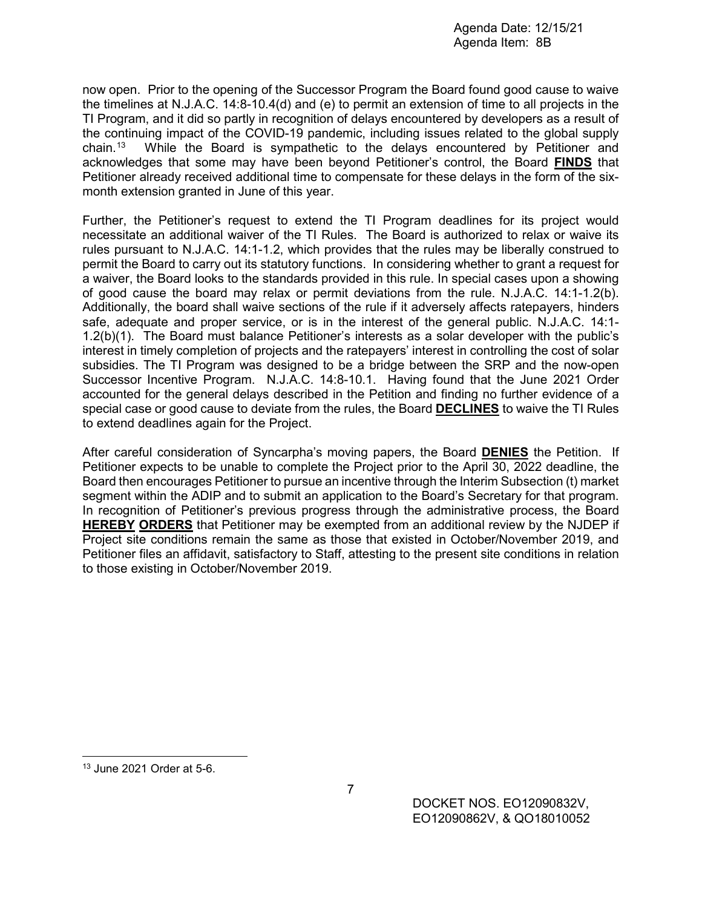now open. Prior to the opening of the Successor Program the Board found good cause to waive the timelines at N.J.A.C. 14:8-10.4(d) and (e) to permit an extension of time to all projects in the TI Program, and it did so partly in recognition of delays encountered by developers as a result of the continuing impact of the COVID-19 pandemic, including issues related to the global supply chain.[13] While the Board is sympathetic to the delays encountered by Petitioner and acknowledges that some may have been beyond Petitioner's control, the Board **FINDS** that Petitioner already received additional time to compensate for these delays in the form of the six-month extension granted in June of this year.

Further, the Petitioner's request to extend the TI Program deadlines for its project would necessitate an additional waiver of the TI Rules. The Board is authorized to relax or waive its rules pursuant to N.J.A.C. 14:1-1.2, which provides that the rules may be liberally construed to permit the Board to carry out its statutory functions. In considering whether to grant a request for a waiver, the Board looks to the standards provided in this rule. In special cases upon a showing of good cause the board may relax or permit deviations from the rule. N.J.A.C. 14:1-1.2(b). Additionally, the board shall waive sections of the rule if it adversely affects ratepayers, hinders safe, adequate and proper service, or is in the interest of the general public. N.J.A.C. 14:1-1.2(b)(1). The Board must balance Petitioner's interests as a solar developer with the public's interest in timely completion of projects and the ratepayers' interest in controlling the cost of solar subsidies. The TI Program was designed to be a bridge between the SRP and the now-open Successor Incentive Program. N.J.A.C. 14:8-10.1. Having found that the June 2021 Order accounted for the general delays described in the Petition and finding no further evidence of a special case or good cause to deviate from the rules, the Board **DECLINES** to waive the TI Rules to extend deadlines again for the Project.

After careful consideration of Syncarpha's moving papers, the Board **DENIES** the Petition. If Petitioner expects to be unable to complete the Project prior to the April 30, 2022 deadline, the Board then encourages Petitioner to pursue an incentive through the Interim Subsection (t) market segment within the ADIP and to submit an application to the Board's Secretary for that program. In recognition of Petitioner's previous progress through the administrative process, the Board **HEREBY ORDERS** that Petitioner may be exempted from an additional review by the NJDEP if Project site conditions remain the same as those that existed in October/November 2019, and Petitioner files an affidavit, satisfactory to Staff, attesting to the present site conditions in relation to those existing in October/November 2019.

[13] June 2021 Order at 5-6.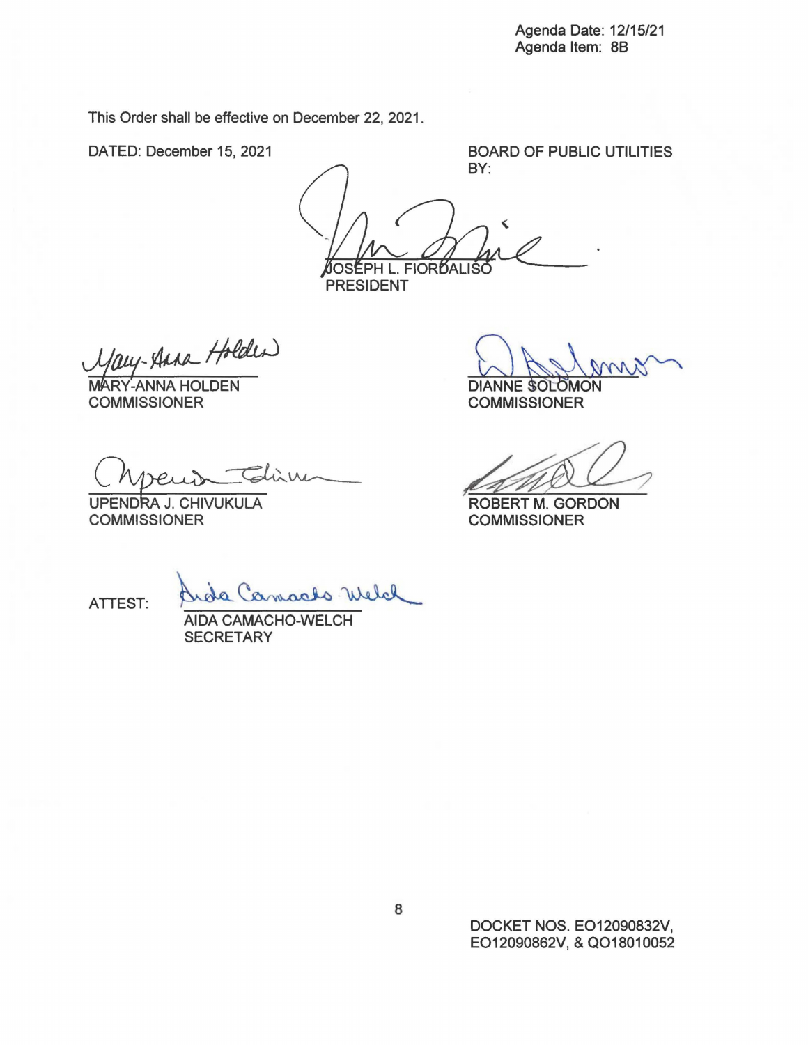Agenda Date: 12/15/21
Agenda Item: 8B

This Order shall be effective on December 22, 2021.

DATED: December 15, 2021

BOARD OF PUBLIC UTILITIES
BY:

JOSEPH L. FIORDALISO
PRESIDENT

MARY-ANNA HOLDEN
COMMISSIONER

DIANNE SOLOMON
COMMISSIONER

UPENDRA J. CHIVUKULA
COMMISSIONER

ROBERT M. GORDON
COMMISSIONER

ATTEST:

AIDA CAMACHO-WELCH
SECRETARY

DOCKET NOS. EO12090832V, EO12090862V, & QO18010052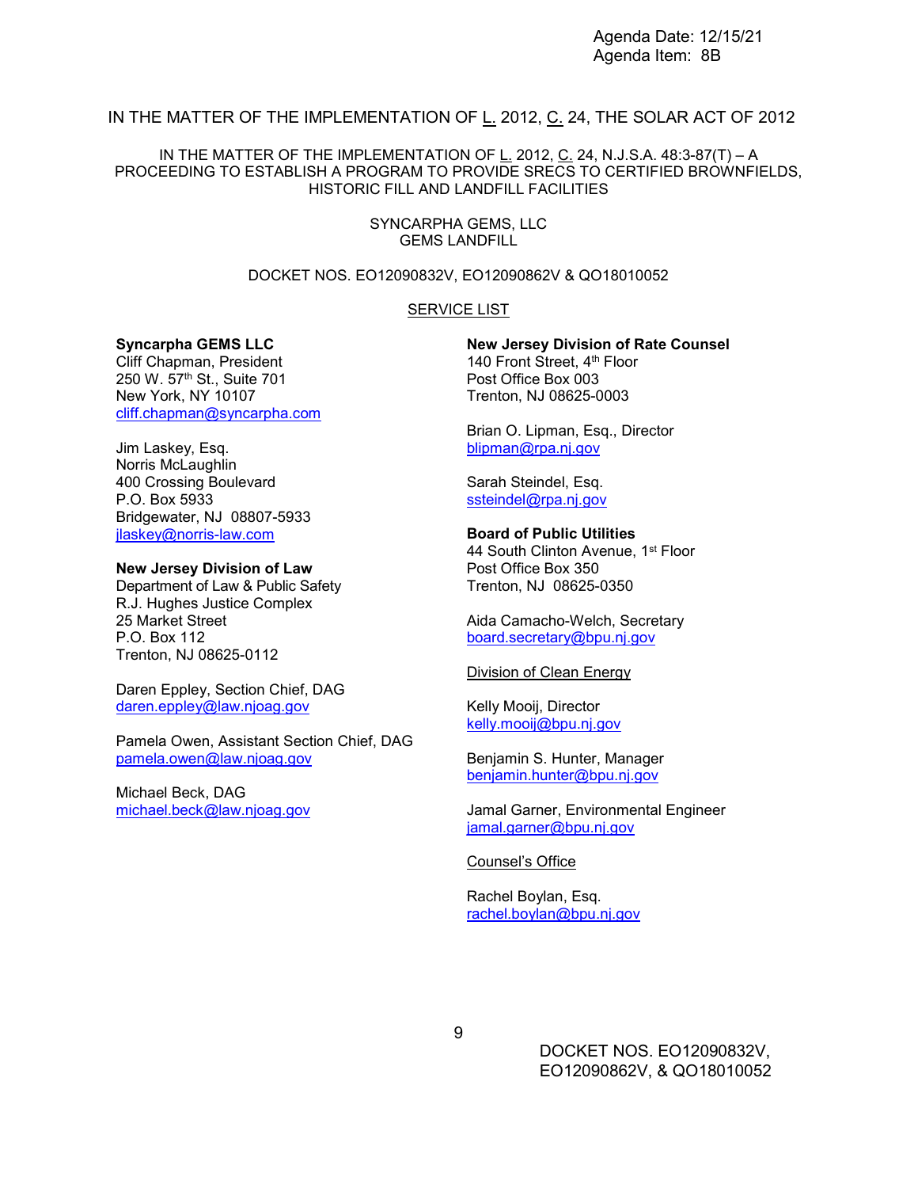Agenda Date: 12/15/21
Agenda Item: 8B

IN THE MATTER OF THE IMPLEMENTATION OF L. 2012, C. 24, THE SOLAR ACT OF 2012

IN THE MATTER OF THE IMPLEMENTATION OF L. 2012, C. 24, N.J.S.A. 48:3-87(T) – A PROCEEDING TO ESTABLISH A PROGRAM TO PROVIDE SRECS TO CERTIFIED BROWNFIELDS, HISTORIC FILL AND LANDFILL FACILITIES

SYNCARPHA GEMS, LLC
GEMS LANDFILL

DOCKET NOS. EO12090832V, EO12090862V & QO18010052

SERVICE LIST

**Syncarpha GEMS LLC**
Cliff Chapman, President
250 W. 57th St., Suite 701
New York, NY 10107
cliff.chapman@syncarpha.com

Jim Laskey, Esq.
Norris McLaughlin
400 Crossing Boulevard
P.O. Box 5933
Bridgewater, NJ 08807-5933
jlaskey@norris-law.com

**New Jersey Division of Law**
Department of Law & Public Safety
R.J. Hughes Justice Complex
25 Market Street
P.O. Box 112
Trenton, NJ 08625-0112

Daren Eppley, Section Chief, DAG
daren.eppley@law.njoag.gov

Pamela Owen, Assistant Section Chief, DAG
pamela.owen@law.njoag.gov

Michael Beck, DAG
michael.beck@law.njoag.gov

**New Jersey Division of Rate Counsel**
140 Front Street, 4th Floor
Post Office Box 003
Trenton, NJ 08625-0003

Brian O. Lipman, Esq., Director
blipman@rpa.nj.gov

Sarah Steindel, Esq.
ssteindel@rpa.nj.gov

**Board of Public Utilities**
44 South Clinton Avenue, 1st Floor
Post Office Box 350
Trenton, NJ 08625-0350

Aida Camacho-Welch, Secretary
board.secretary@bpu.nj.gov

Division of Clean Energy

Kelly Mooij, Director
kelly.mooij@bpu.nj.gov

Benjamin S. Hunter, Manager
benjamin.hunter@bpu.nj.gov

Jamal Garner, Environmental Engineer
jamal.garner@bpu.nj.gov

Counsel's Office

Rachel Boylan, Esq.
rachel.boylan@bpu.nj.gov